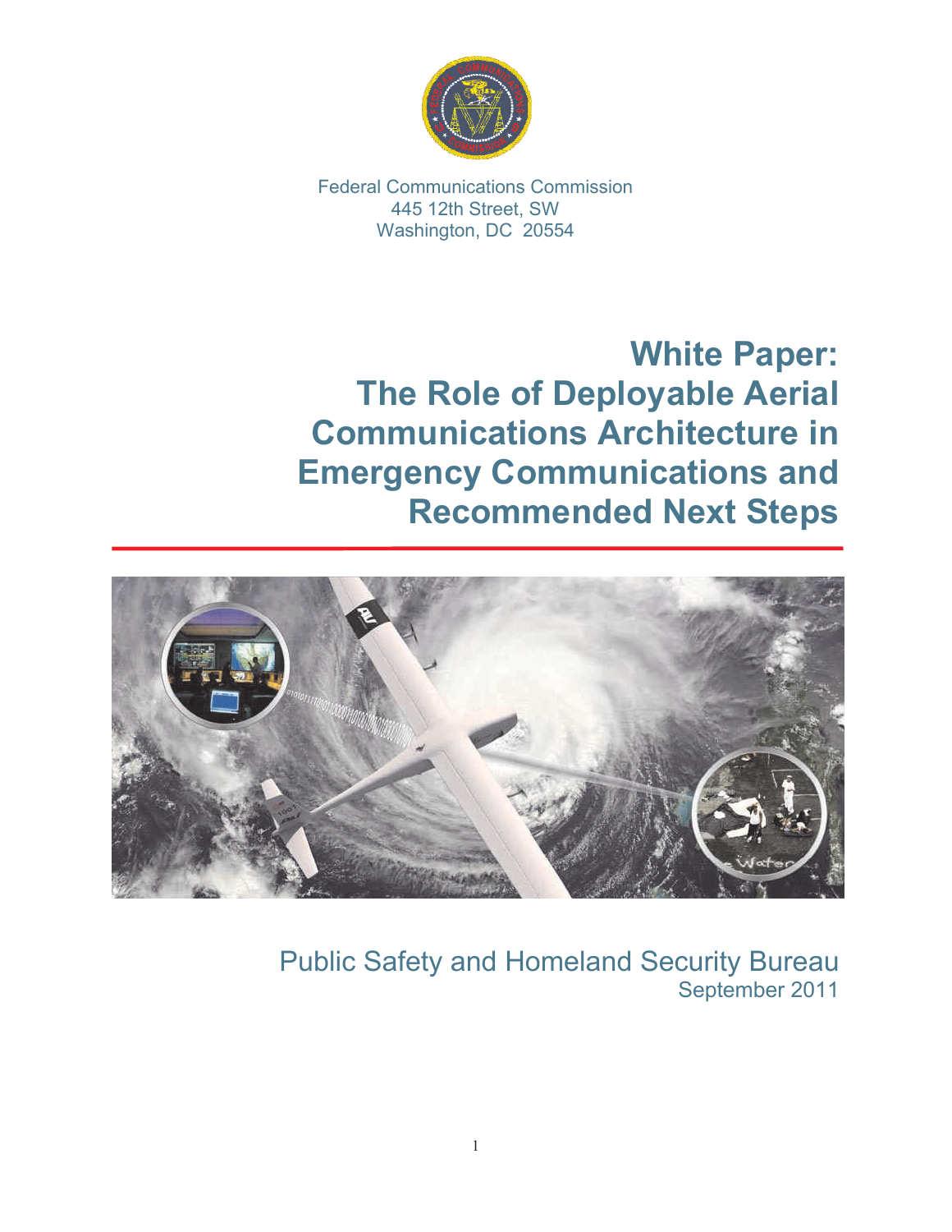Federal Communications Commission
445 12th Street, SW
Washington, DC 20554

# White Paper: The Role of Deployable Aerial Communications Architecture in Emergency Communications and Recommended Next Steps

Public Safety and Homeland Security Bureau
September 2011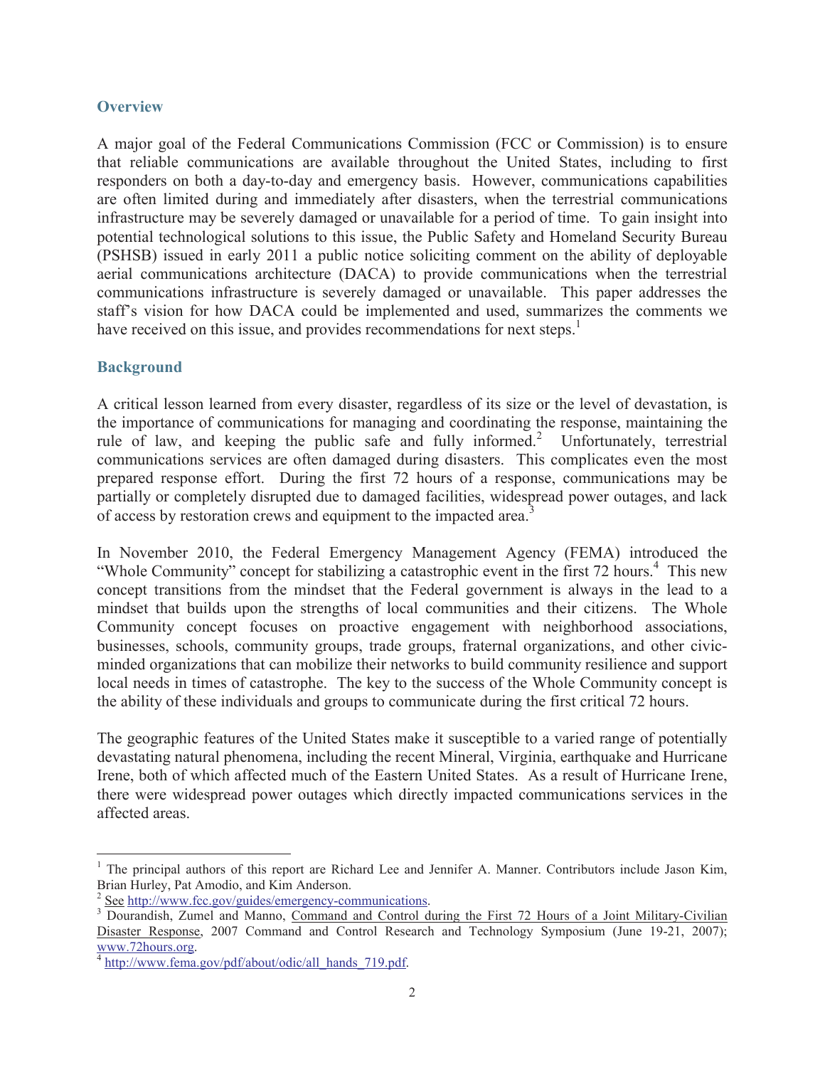## Overview

A major goal of the Federal Communications Commission (FCC or Commission) is to ensure that reliable communications are available throughout the United States, including to first responders on both a day-to-day and emergency basis. However, communications capabilities are often limited during and immediately after disasters, when the terrestrial communications infrastructure may be severely damaged or unavailable for a period of time. To gain insight into potential technological solutions to this issue, the Public Safety and Homeland Security Bureau (PSHSB) issued in early 2011 a public notice soliciting comment on the ability of deployable aerial communications architecture (DACA) to provide communications when the terrestrial communications infrastructure is severely damaged or unavailable. This paper addresses the staff's vision for how DACA could be implemented and used, summarizes the comments we have received on this issue, and provides recommendations for next steps.[1]

## Background

A critical lesson learned from every disaster, regardless of its size or the level of devastation, is the importance of communications for managing and coordinating the response, maintaining the rule of law, and keeping the public safe and fully informed.[2] Unfortunately, terrestrial communications services are often damaged during disasters. This complicates even the most prepared response effort. During the first 72 hours of a response, communications may be partially or completely disrupted due to damaged facilities, widespread power outages, and lack of access by restoration crews and equipment to the impacted area.[3]

In November 2010, the Federal Emergency Management Agency (FEMA) introduced the "Whole Community" concept for stabilizing a catastrophic event in the first 72 hours.[4] This new concept transitions from the mindset that the Federal government is always in the lead to a mindset that builds upon the strengths of local communities and their citizens. The Whole Community concept focuses on proactive engagement with neighborhood associations, businesses, schools, community groups, trade groups, fraternal organizations, and other civic-minded organizations that can mobilize their networks to build community resilience and support local needs in times of catastrophe. The key to the success of the Whole Community concept is the ability of these individuals and groups to communicate during the first critical 72 hours.

The geographic features of the United States make it susceptible to a varied range of potentially devastating natural phenomena, including the recent Mineral, Virginia, earthquake and Hurricane Irene, both of which affected much of the Eastern United States. As a result of Hurricane Irene, there were widespread power outages which directly impacted communications services in the affected areas.

---

[1] The principal authors of this report are Richard Lee and Jennifer A. Manner. Contributors include Jason Kim, Brian Hurley, Pat Amodio, and Kim Anderson.

[2] See http://www.fcc.gov/guides/emergency-communications.

[3] Dourandish, Zumel and Manno, Command and Control during the First 72 Hours of a Joint Military-Civilian Disaster Response, 2007 Command and Control Research and Technology Symposium (June 19-21, 2007); www.72hours.org.

[4] http://www.fema.gov/pdf/about/odic/all_hands_719.pdf.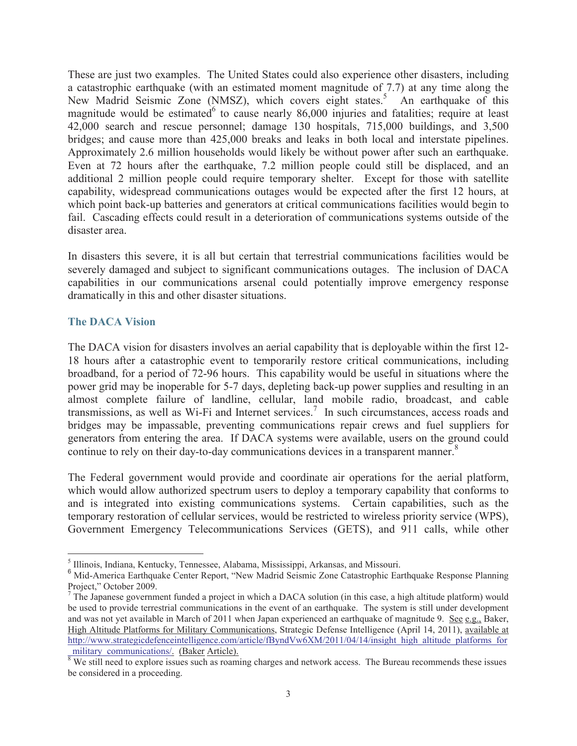These are just two examples. The United States could also experience other disasters, including a catastrophic earthquake (with an estimated moment magnitude of 7.7) at any time along the New Madrid Seismic Zone (NMSZ), which covers eight states.[5] An earthquake of this magnitude would be estimated[6] to cause nearly 86,000 injuries and fatalities; require at least 42,000 search and rescue personnel; damage 130 hospitals, 715,000 buildings, and 3,500 bridges; and cause more than 425,000 breaks and leaks in both local and interstate pipelines. Approximately 2.6 million households would likely be without power after such an earthquake. Even at 72 hours after the earthquake, 7.2 million people could still be displaced, and an additional 2 million people could require temporary shelter. Except for those with satellite capability, widespread communications outages would be expected after the first 12 hours, at which point back-up batteries and generators at critical communications facilities would begin to fail. Cascading effects could result in a deterioration of communications systems outside of the disaster area.

In disasters this severe, it is all but certain that terrestrial communications facilities would be severely damaged and subject to significant communications outages. The inclusion of DACA capabilities in our communications arsenal could potentially improve emergency response dramatically in this and other disaster situations.

## The DACA Vision

The DACA vision for disasters involves an aerial capability that is deployable within the first 12-18 hours after a catastrophic event to temporarily restore critical communications, including broadband, for a period of 72-96 hours. This capability would be useful in situations where the power grid may be inoperable for 5-7 days, depleting back-up power supplies and resulting in an almost complete failure of landline, cellular, land mobile radio, broadcast, and cable transmissions, as well as Wi-Fi and Internet services.[7] In such circumstances, access roads and bridges may be impassable, preventing communications repair crews and fuel suppliers for generators from entering the area. If DACA systems were available, users on the ground could continue to rely on their day-to-day communications devices in a transparent manner.[8]

The Federal government would provide and coordinate air operations for the aerial platform, which would allow authorized spectrum users to deploy a temporary capability that conforms to and is integrated into existing communications systems. Certain capabilities, such as the temporary restoration of cellular services, would be restricted to wireless priority service (WPS), Government Emergency Telecommunications Services (GETS), and 911 calls, while other

---

[5] Illinois, Indiana, Kentucky, Tennessee, Alabama, Mississippi, Arkansas, and Missouri.

[6] Mid-America Earthquake Center Report, "New Madrid Seismic Zone Catastrophic Earthquake Response Planning Project," October 2009.

[7] The Japanese government funded a project in which a DACA solution (in this case, a high altitude platform) would be used to provide terrestrial communications in the event of an earthquake. The system is still under development and was not yet available in March of 2011 when Japan experienced an earthquake of magnitude 9. See e.g., Baker, High Altitude Platforms for Military Communications, Strategic Defense Intelligence (April 14, 2011), available at http://www.strategicdefenceintelligence.com/article/fByndVw6XM/2011/04/14/insight_high_altitude_platforms_for_military_communications/. (Baker Article).

[8] We still need to explore issues such as roaming charges and network access. The Bureau recommends these issues be considered in a proceeding.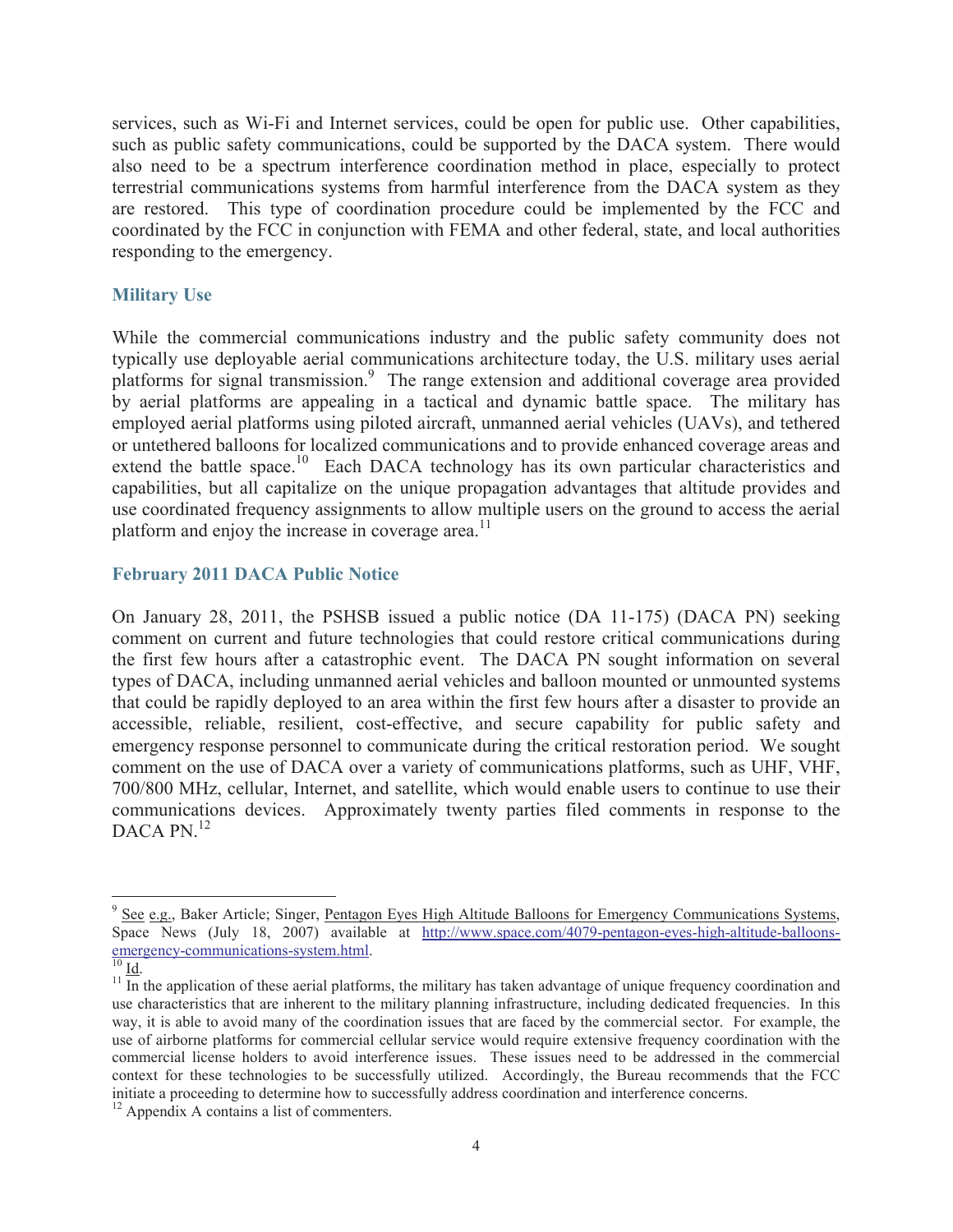services, such as Wi-Fi and Internet services, could be open for public use. Other capabilities, such as public safety communications, could be supported by the DACA system. There would also need to be a spectrum interference coordination method in place, especially to protect terrestrial communications systems from harmful interference from the DACA system as they are restored. This type of coordination procedure could be implemented by the FCC and coordinated by the FCC in conjunction with FEMA and other federal, state, and local authorities responding to the emergency.

## Military Use

While the commercial communications industry and the public safety community does not typically use deployable aerial communications architecture today, the U.S. military uses aerial platforms for signal transmission.[9] The range extension and additional coverage area provided by aerial platforms are appealing in a tactical and dynamic battle space. The military has employed aerial platforms using piloted aircraft, unmanned aerial vehicles (UAVs), and tethered or untethered balloons for localized communications and to provide enhanced coverage areas and extend the battle space.[10] Each DACA technology has its own particular characteristics and capabilities, but all capitalize on the unique propagation advantages that altitude provides and use coordinated frequency assignments to allow multiple users on the ground to access the aerial platform and enjoy the increase in coverage area.[11]

## February 2011 DACA Public Notice

On January 28, 2011, the PSHSB issued a public notice (DA 11-175) (DACA PN) seeking comment on current and future technologies that could restore critical communications during the first few hours after a catastrophic event. The DACA PN sought information on several types of DACA, including unmanned aerial vehicles and balloon mounted or unmounted systems that could be rapidly deployed to an area within the first few hours after a disaster to provide an accessible, reliable, resilient, cost-effective, and secure capability for public safety and emergency response personnel to communicate during the critical restoration period. We sought comment on the use of DACA over a variety of communications platforms, such as UHF, VHF, 700/800 MHz, cellular, Internet, and satellite, which would enable users to continue to use their communications devices. Approximately twenty parties filed comments in response to the DACA PN.[12]

---

[9] See e.g., Baker Article; Singer, Pentagon Eyes High Altitude Balloons for Emergency Communications Systems, Space News (July 18, 2007) available at http://www.space.com/4079-pentagon-eyes-high-altitude-balloons-emergency-communications-system.html.

[10] Id.

[11] In the application of these aerial platforms, the military has taken advantage of unique frequency coordination and use characteristics that are inherent to the military planning infrastructure, including dedicated frequencies. In this way, it is able to avoid many of the coordination issues that are faced by the commercial sector. For example, the use of airborne platforms for commercial cellular service would require extensive frequency coordination with the commercial license holders to avoid interference issues. These issues need to be addressed in the commercial context for these technologies to be successfully utilized. Accordingly, the Bureau recommends that the FCC initiate a proceeding to determine how to successfully address coordination and interference concerns.

[12] Appendix A contains a list of commenters.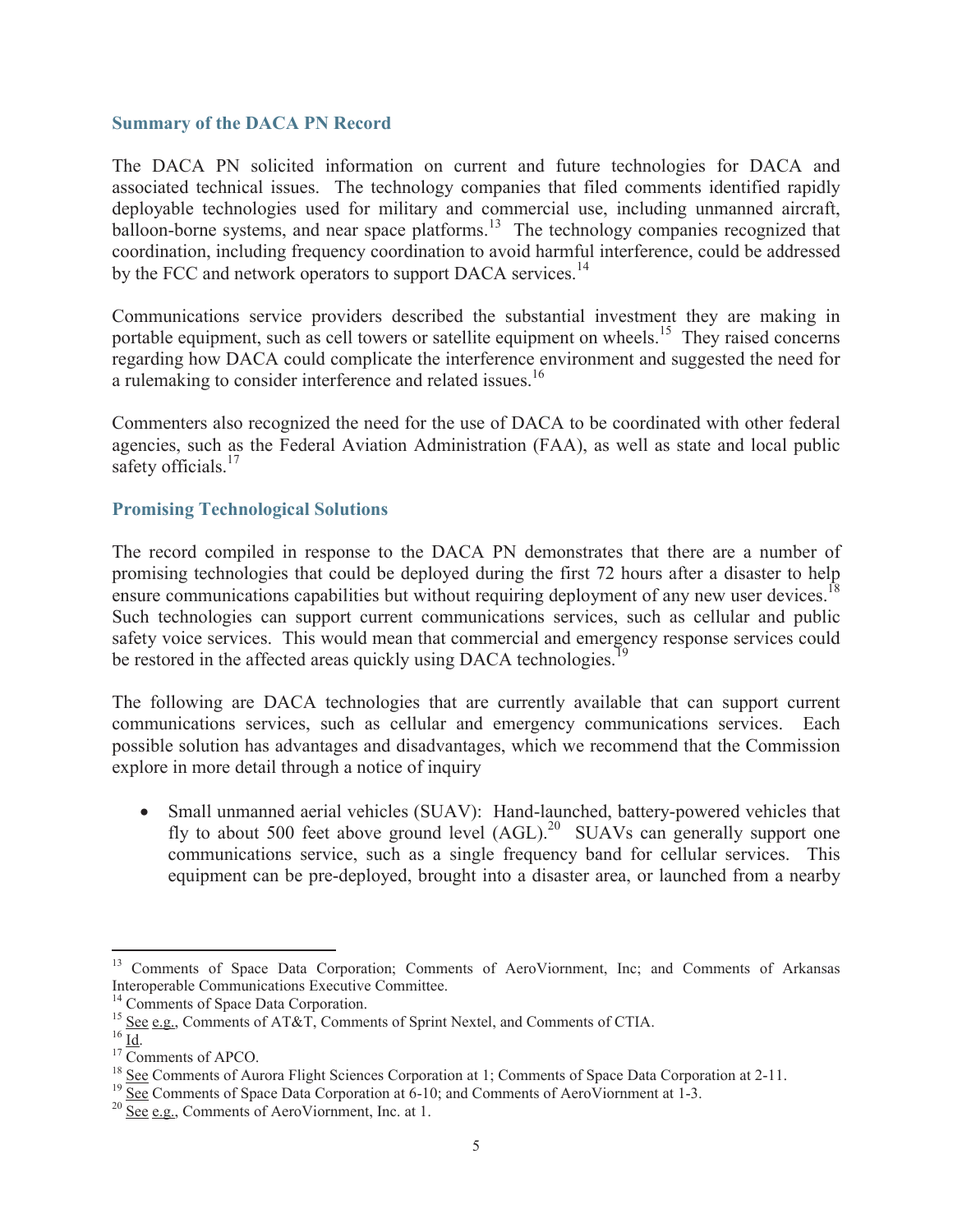### Summary of the DACA PN Record

The DACA PN solicited information on current and future technologies for DACA and associated technical issues. The technology companies that filed comments identified rapidly deployable technologies used for military and commercial use, including unmanned aircraft, balloon-borne systems, and near space platforms.[13] The technology companies recognized that coordination, including frequency coordination to avoid harmful interference, could be addressed by the FCC and network operators to support DACA services.[14]

Communications service providers described the substantial investment they are making in portable equipment, such as cell towers or satellite equipment on wheels.[15] They raised concerns regarding how DACA could complicate the interference environment and suggested the need for a rulemaking to consider interference and related issues.[16]

Commenters also recognized the need for the use of DACA to be coordinated with other federal agencies, such as the Federal Aviation Administration (FAA), as well as state and local public safety officials.[17]

### Promising Technological Solutions

The record compiled in response to the DACA PN demonstrates that there are a number of promising technologies that could be deployed during the first 72 hours after a disaster to help ensure communications capabilities but without requiring deployment of any new user devices.[18] Such technologies can support current communications services, such as cellular and public safety voice services. This would mean that commercial and emergency response services could be restored in the affected areas quickly using DACA technologies.[19]

The following are DACA technologies that are currently available that can support current communications services, such as cellular and emergency communications services. Each possible solution has advantages and disadvantages, which we recommend that the Commission explore in more detail through a notice of inquiry

- Small unmanned aerial vehicles (SUAV): Hand-launched, battery-powered vehicles that fly to about 500 feet above ground level (AGL).[20] SUAVs can generally support one communications service, such as a single frequency band for cellular services. This equipment can be pre-deployed, brought into a disaster area, or launched from a nearby

---

[13] Comments of Space Data Corporation; Comments of AeroViornment, Inc; and Comments of Arkansas Interoperable Communications Executive Committee.

[14] Comments of Space Data Corporation.

[15] See e.g., Comments of AT&T, Comments of Sprint Nextel, and Comments of CTIA.

[16] Id.

[17] Comments of APCO.

[18] See Comments of Aurora Flight Sciences Corporation at 1; Comments of Space Data Corporation at 2-11.

[19] See Comments of Space Data Corporation at 6-10; and Comments of AeroViornment at 1-3.

[20] See e.g., Comments of AeroViornment, Inc. at 1.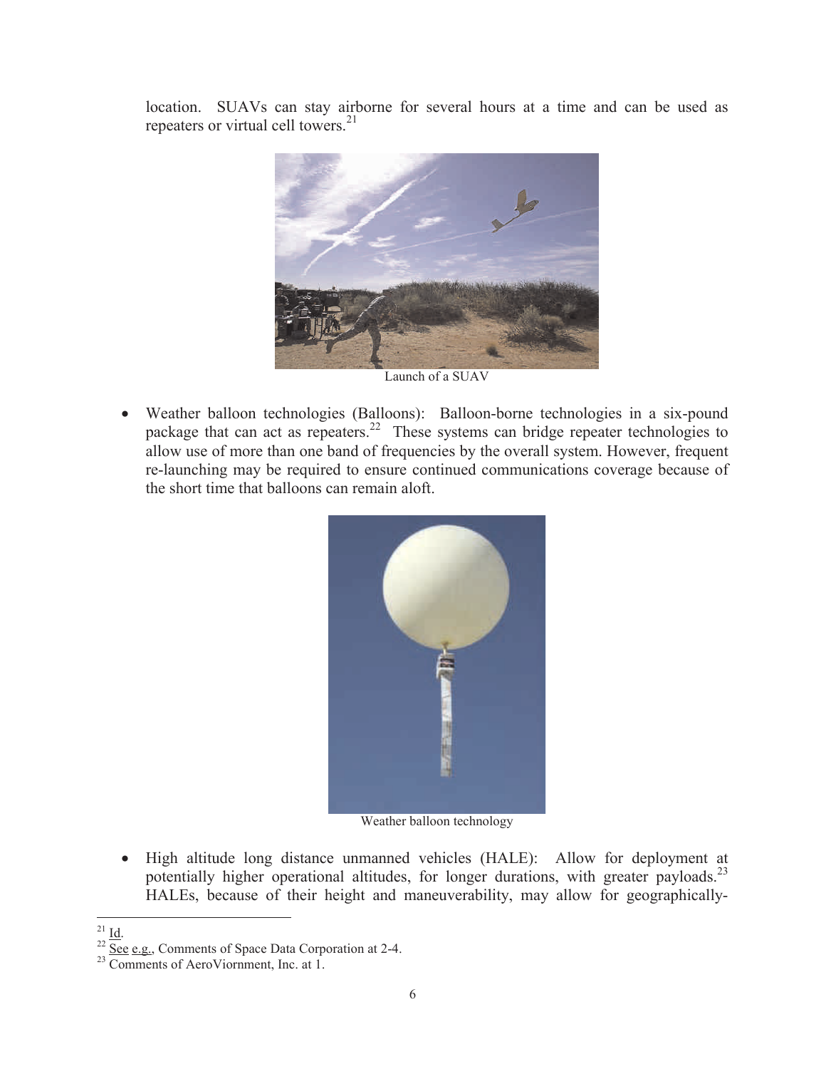location. SUAVs can stay airborne for several hours at a time and can be used as repeaters or virtual cell towers.[21]

Launch of a SUAV

- Weather balloon technologies (Balloons): Balloon-borne technologies in a six-pound package that can act as repeaters.[22] These systems can bridge repeater technologies to allow use of more than one band of frequencies by the overall system. However, frequent re-launching may be required to ensure continued communications coverage because of the short time that balloons can remain aloft.

Weather balloon technology

- High altitude long distance unmanned vehicles (HALE): Allow for deployment at potentially higher operational altitudes, for longer durations, with greater payloads.[23] HALEs, because of their height and maneuverability, may allow for geographically-

[21] Id.

[22] See e.g., Comments of Space Data Corporation at 2-4.

[23] Comments of AeroViornment, Inc. at 1.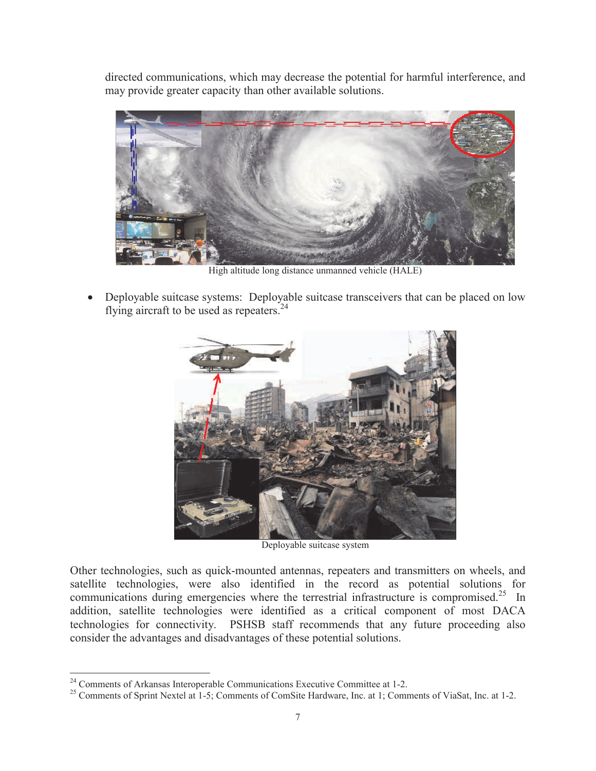directed communications, which may decrease the potential for harmful interference, and may provide greater capacity than other available solutions.

High altitude long distance unmanned vehicle (HALE)

- Deployable suitcase systems: Deployable suitcase transceivers that can be placed on low flying aircraft to be used as repeaters.[24]

Deployable suitcase system

Other technologies, such as quick-mounted antennas, repeaters and transmitters on wheels, and satellite technologies, were also identified in the record as potential solutions for communications during emergencies where the terrestrial infrastructure is compromised.[25] In addition, satellite technologies were identified as a critical component of most DACA technologies for connectivity. PSHSB staff recommends that any future proceeding also consider the advantages and disadvantages of these potential solutions.

---

[24] Comments of Arkansas Interoperable Communications Executive Committee at 1-2.

[25] Comments of Sprint Nextel at 1-5; Comments of ComSite Hardware, Inc. at 1; Comments of ViaSat, Inc. at 1-2.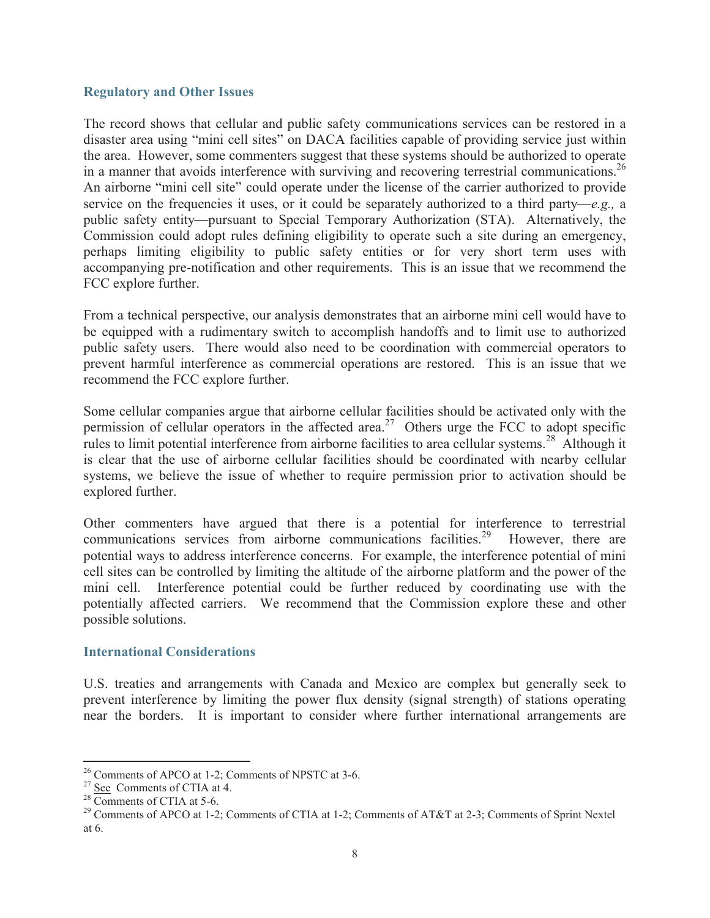### Regulatory and Other Issues

The record shows that cellular and public safety communications services can be restored in a disaster area using "mini cell sites" on DACA facilities capable of providing service just within the area. However, some commenters suggest that these systems should be authorized to operate in a manner that avoids interference with surviving and recovering terrestrial communications.[26] An airborne "mini cell site" could operate under the license of the carrier authorized to provide service on the frequencies it uses, or it could be separately authorized to a third party—*e.g.,* a public safety entity—pursuant to Special Temporary Authorization (STA). Alternatively, the Commission could adopt rules defining eligibility to operate such a site during an emergency, perhaps limiting eligibility to public safety entities or for very short term uses with accompanying pre-notification and other requirements. This is an issue that we recommend the FCC explore further.

From a technical perspective, our analysis demonstrates that an airborne mini cell would have to be equipped with a rudimentary switch to accomplish handoffs and to limit use to authorized public safety users. There would also need to be coordination with commercial operators to prevent harmful interference as commercial operations are restored. This is an issue that we recommend the FCC explore further.

Some cellular companies argue that airborne cellular facilities should be activated only with the permission of cellular operators in the affected area.[27] Others urge the FCC to adopt specific rules to limit potential interference from airborne facilities to area cellular systems.[28] Although it is clear that the use of airborne cellular facilities should be coordinated with nearby cellular systems, we believe the issue of whether to require permission prior to activation should be explored further.

Other commenters have argued that there is a potential for interference to terrestrial communications services from airborne communications facilities.[29] However, there are potential ways to address interference concerns. For example, the interference potential of mini cell sites can be controlled by limiting the altitude of the airborne platform and the power of the mini cell. Interference potential could be further reduced by coordinating use with the potentially affected carriers. We recommend that the Commission explore these and other possible solutions.

### International Considerations

U.S. treaties and arrangements with Canada and Mexico are complex but generally seek to prevent interference by limiting the power flux density (signal strength) of stations operating near the borders. It is important to consider where further international arrangements are

---

[26] Comments of APCO at 1-2; Comments of NPSTC at 3-6.

[27] See Comments of CTIA at 4.

[28] Comments of CTIA at 5-6.

[29] Comments of APCO at 1-2; Comments of CTIA at 1-2; Comments of AT&T at 2-3; Comments of Sprint Nextel at 6.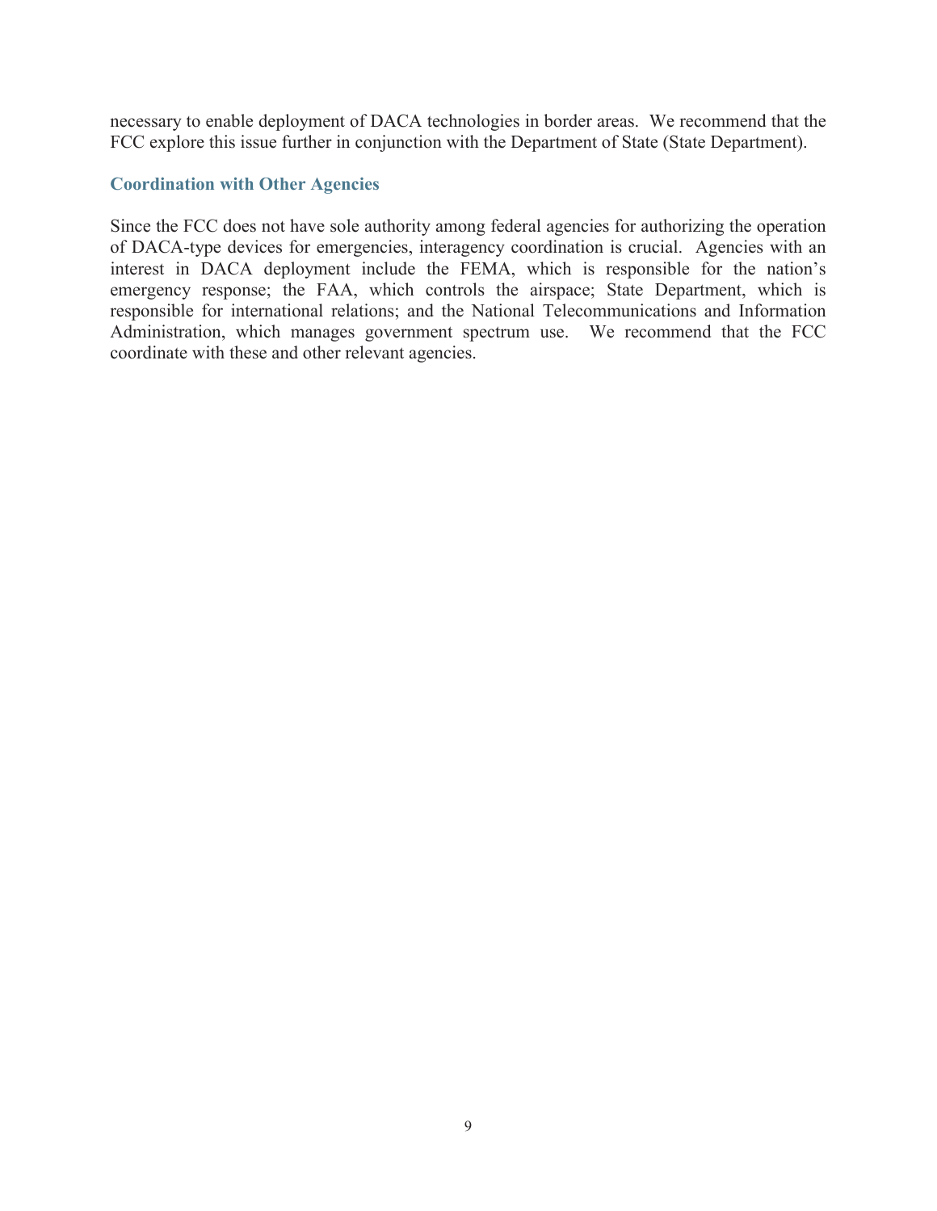necessary to enable deployment of DACA technologies in border areas. We recommend that the FCC explore this issue further in conjunction with the Department of State (State Department).

### Coordination with Other Agencies

Since the FCC does not have sole authority among federal agencies for authorizing the operation of DACA-type devices for emergencies, interagency coordination is crucial. Agencies with an interest in DACA deployment include the FEMA, which is responsible for the nation's emergency response; the FAA, which controls the airspace; State Department, which is responsible for international relations; and the National Telecommunications and Information Administration, which manages government spectrum use. We recommend that the FCC coordinate with these and other relevant agencies.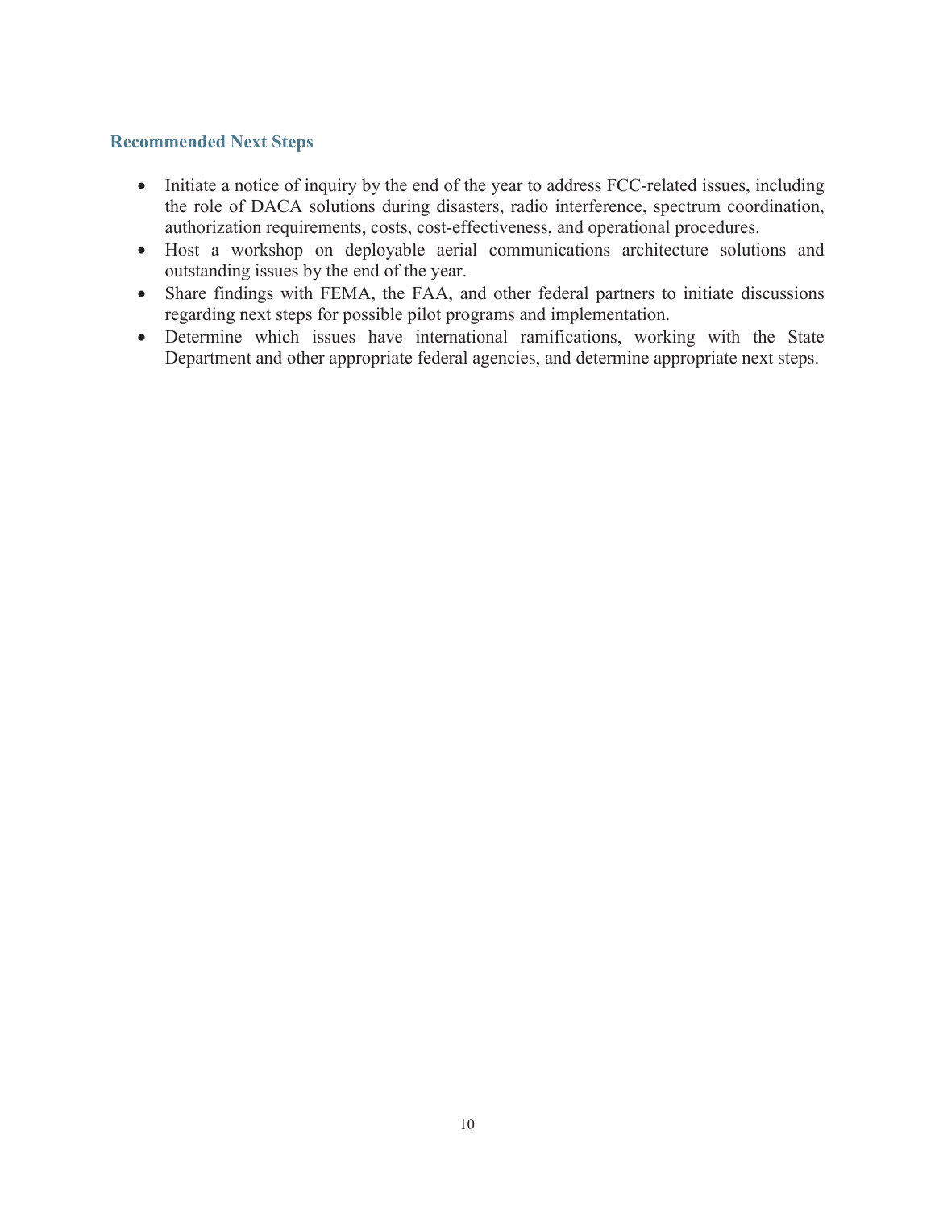## Recommended Next Steps

- Initiate a notice of inquiry by the end of the year to address FCC-related issues, including the role of DACA solutions during disasters, radio interference, spectrum coordination, authorization requirements, costs, cost-effectiveness, and operational procedures.
- Host a workshop on deployable aerial communications architecture solutions and outstanding issues by the end of the year.
- Share findings with FEMA, the FAA, and other federal partners to initiate discussions regarding next steps for possible pilot programs and implementation.
- Determine which issues have international ramifications, working with the State Department and other appropriate federal agencies, and determine appropriate next steps.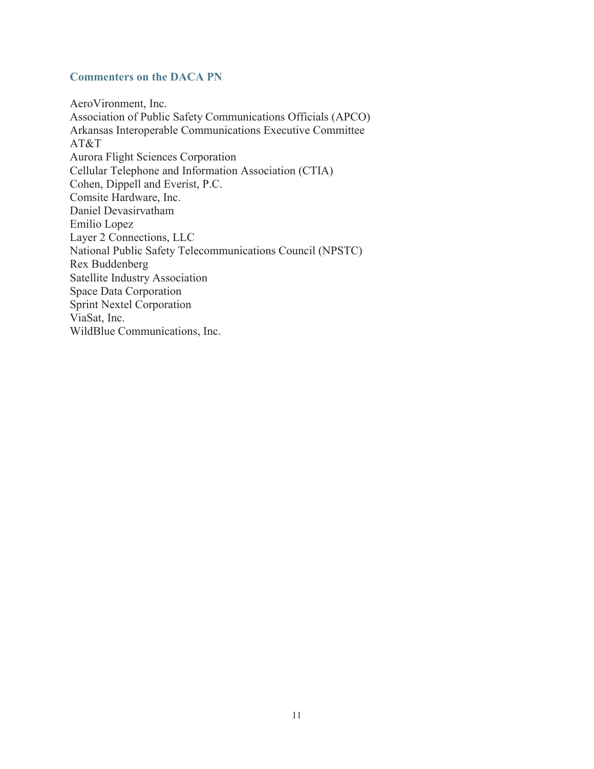### Commenters on the DACA PN

AeroVironment, Inc.
Association of Public Safety Communications Officials (APCO)
Arkansas Interoperable Communications Executive Committee
AT&T
Aurora Flight Sciences Corporation
Cellular Telephone and Information Association (CTIA)
Cohen, Dippell and Everist, P.C.
Comsite Hardware, Inc.
Daniel Devasirvatham
Emilio Lopez
Layer 2 Connections, LLC
National Public Safety Telecommunications Council (NPSTC)
Rex Buddenberg
Satellite Industry Association
Space Data Corporation
Sprint Nextel Corporation
ViaSat, Inc.
WildBlue Communications, Inc.